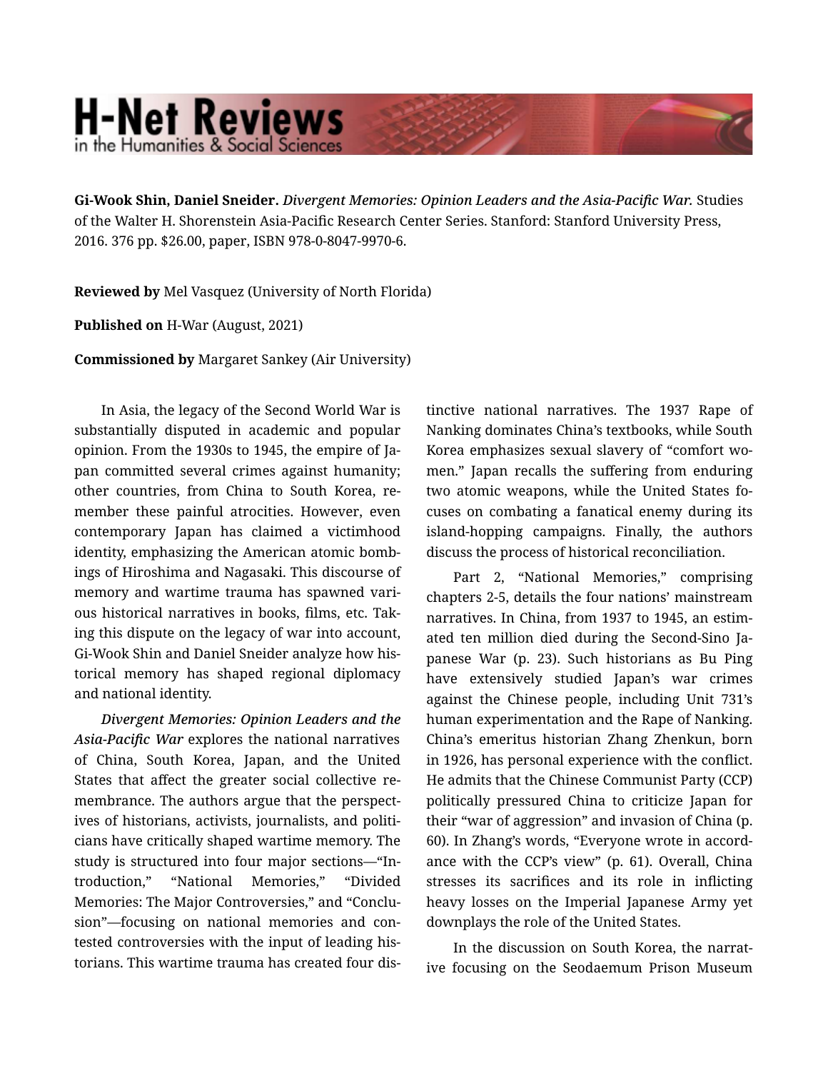**Gi-Wook Shin, Daniel Sneider.** *Divergent Memories: Opinion Leaders and the Asia-Pacific War.* Studies of the Walter H. Shorenstein Asia-Pacific Research Center Series. Stanford: Stanford University Press, 2016. 376 pp. $26.00, paper, ISBN 978-0-8047-9970-6.

**Reviewed by** Mel Vasquez (University of North Florida)

**Published on** H-War (August, 2021)

**Commissioned by** Margaret Sankey (Air University)

In Asia, the legacy of the Second World War is substantially disputed in academic and popular opinion. From the 1930s to 1945, the empire of Japan committed several crimes against humanity; other countries, from China to South Korea, remember these painful atrocities. However, even contemporary Japan has claimed a victimhood identity, emphasizing the American atomic bombings of Hiroshima and Nagasaki. This discourse of memory and wartime trauma has spawned various historical narratives in books, films, etc. Taking this dispute on the legacy of war into account, Gi-Wook Shin and Daniel Sneider analyze how historical memory has shaped regional diplomacy and national identity.

*Divergent Memories: Opinion Leaders and the Asia-Pacific War* explores the national narratives of China, South Korea, Japan, and the United States that affect the greater social collective remembrance. The authors argue that the perspectives of historians, activists, journalists, and politicians have critically shaped wartime memory. The study is structured into four major sections—"Introduction," "National Memories," "Divided Memories: The Major Controversies," and "Conclusion"—focusing on national memories and contested controversies with the input of leading historians. This wartime trauma has created four distinctive national narratives. The 1937 Rape of Nanking dominates China's textbooks, while South Korea emphasizes sexual slavery of "comfort women." Japan recalls the suffering from enduring two atomic weapons, while the United States focuses on combating a fanatical enemy during its island-hopping campaigns. Finally, the authors discuss the process of historical reconciliation.

Part 2, "National Memories," comprising chapters 2-5, details the four nations' mainstream narratives. In China, from 1937 to 1945, an estimated ten million died during the Second-Sino Japanese War (p. 23). Such historians as Bu Ping have extensively studied Japan's war crimes against the Chinese people, including Unit 731's human experimentation and the Rape of Nanking. China's emeritus historian Zhang Zhenkun, born in 1926, has personal experience with the conflict. He admits that the Chinese Communist Party (CCP) politically pressured China to criticize Japan for their "war of aggression" and invasion of China (p. 60). In Zhang's words, "Everyone wrote in accordance with the CCP's view" (p. 61). Overall, China stresses its sacrifices and its role in inflicting heavy losses on the Imperial Japanese Army yet downplays the role of the United States.

In the discussion on South Korea, the narrative focusing on the Seodaemum Prison Museum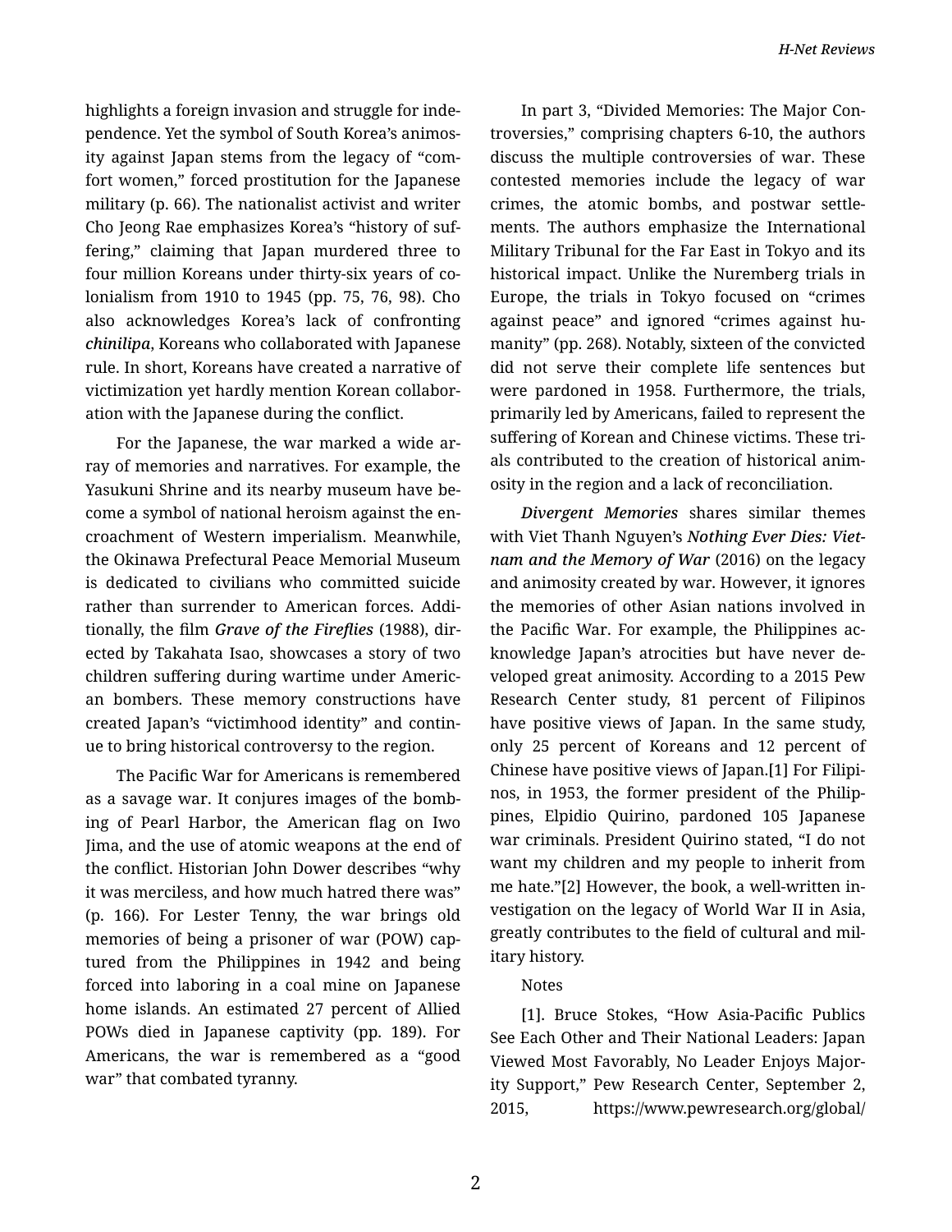highlights a foreign invasion and struggle for independence. Yet the symbol of South Korea's animosity against Japan stems from the legacy of "comfort women," forced prostitution for the Japanese military (p. 66). The nationalist activist and writer Cho Jeong Rae emphasizes Korea's "history of suffering," claiming that Japan murdered three to four million Koreans under thirty-six years of colonialism from 1910 to 1945 (pp. 75, 76, 98). Cho also acknowledges Korea's lack of confronting *chinilipa*, Koreans who collaborated with Japanese rule. In short, Koreans have created a narrative of victimization yet hardly mention Korean collaboration with the Japanese during the conflict.

For the Japanese, the war marked a wide array of memories and narratives. For example, the Yasukuni Shrine and its nearby museum have become a symbol of national heroism against the encroachment of Western imperialism. Meanwhile, the Okinawa Prefectural Peace Memorial Museum is dedicated to civilians who committed suicide rather than surrender to American forces. Additionally, the film ***Grave of the Fireflies*** (1988), directed by Takahata Isao, showcases a story of two children suffering during wartime under American bombers. These memory constructions have created Japan's "victimhood identity" and continue to bring historical controversy to the region.

The Pacific War for Americans is remembered as a savage war. It conjures images of the bombing of Pearl Harbor, the American flag on Iwo Jima, and the use of atomic weapons at the end of the conflict. Historian John Dower describes "why it was merciless, and how much hatred there was" (p. 166). For Lester Tenny, the war brings old memories of being a prisoner of war (POW) captured from the Philippines in 1942 and being forced into laboring in a coal mine on Japanese home islands. An estimated 27 percent of Allied POWs died in Japanese captivity (pp. 189). For Americans, the war is remembered as a "good war" that combated tyranny.

In part 3, "Divided Memories: The Major Controversies," comprising chapters 6-10, the authors discuss the multiple controversies of war. These contested memories include the legacy of war crimes, the atomic bombs, and postwar settlements. The authors emphasize the International Military Tribunal for the Far East in Tokyo and its historical impact. Unlike the Nuremberg trials in Europe, the trials in Tokyo focused on "crimes against peace" and ignored "crimes against humanity" (pp. 268). Notably, sixteen of the convicted did not serve their complete life sentences but were pardoned in 1958. Furthermore, the trials, primarily led by Americans, failed to represent the suffering of Korean and Chinese victims. These trials contributed to the creation of historical animosity in the region and a lack of reconciliation.

***Divergent Memories*** shares similar themes with Viet Thanh Nguyen's ***Nothing Ever Dies: Vietnam and the Memory of War*** (2016) on the legacy and animosity created by war. However, it ignores the memories of other Asian nations involved in the Pacific War. For example, the Philippines acknowledge Japan's atrocities but have never developed great animosity. According to a 2015 Pew Research Center study, 81 percent of Filipinos have positive views of Japan. In the same study, only 25 percent of Koreans and 12 percent of Chinese have positive views of Japan.[1] For Filipinos, in 1953, the former president of the Philippines, Elpidio Quirino, pardoned 105 Japanese war criminals. President Quirino stated, "I do not want my children and my people to inherit from me hate."[2] However, the book, a well-written investigation on the legacy of World War II in Asia, greatly contributes to the field of cultural and military history.

Notes

[1]. Bruce Stokes, "How Asia-Pacific Publics See Each Other and Their National Leaders: Japan Viewed Most Favorably, No Leader Enjoys Majority Support," Pew Research Center, September 2, 2015, https://www.pewresearch.org/global/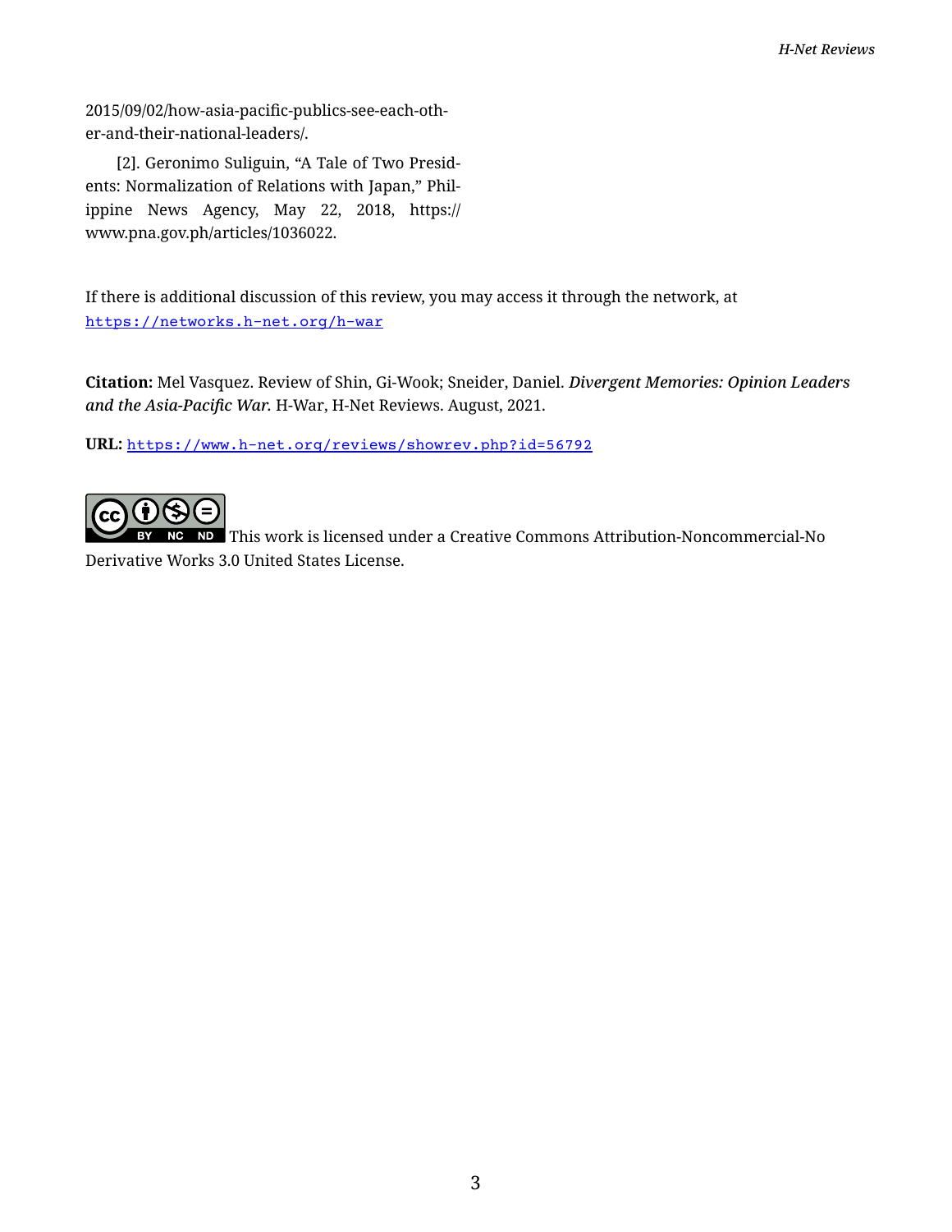2015/09/02/how-asia-pacific-publics-see-each-other-and-their-national-leaders/.

[2]. Geronimo Suliguin, "A Tale of Two Presidents: Normalization of Relations with Japan," Philippine News Agency, May 22, 2018, https://www.pna.gov.ph/articles/1036022.

If there is additional discussion of this review, you may access it through the network, at https://networks.h-net.org/h-war

**Citation:** Mel Vasquez. Review of Shin, Gi-Wook; Sneider, Daniel. ***Divergent Memories: Opinion Leaders and the Asia-Pacific War.*** H-War, H-Net Reviews. August, 2021.

**URL:** https://www.h-net.org/reviews/showrev.php?id=56792

This work is licensed under a Creative Commons Attribution-Noncommercial-No Derivative Works 3.0 United States License.